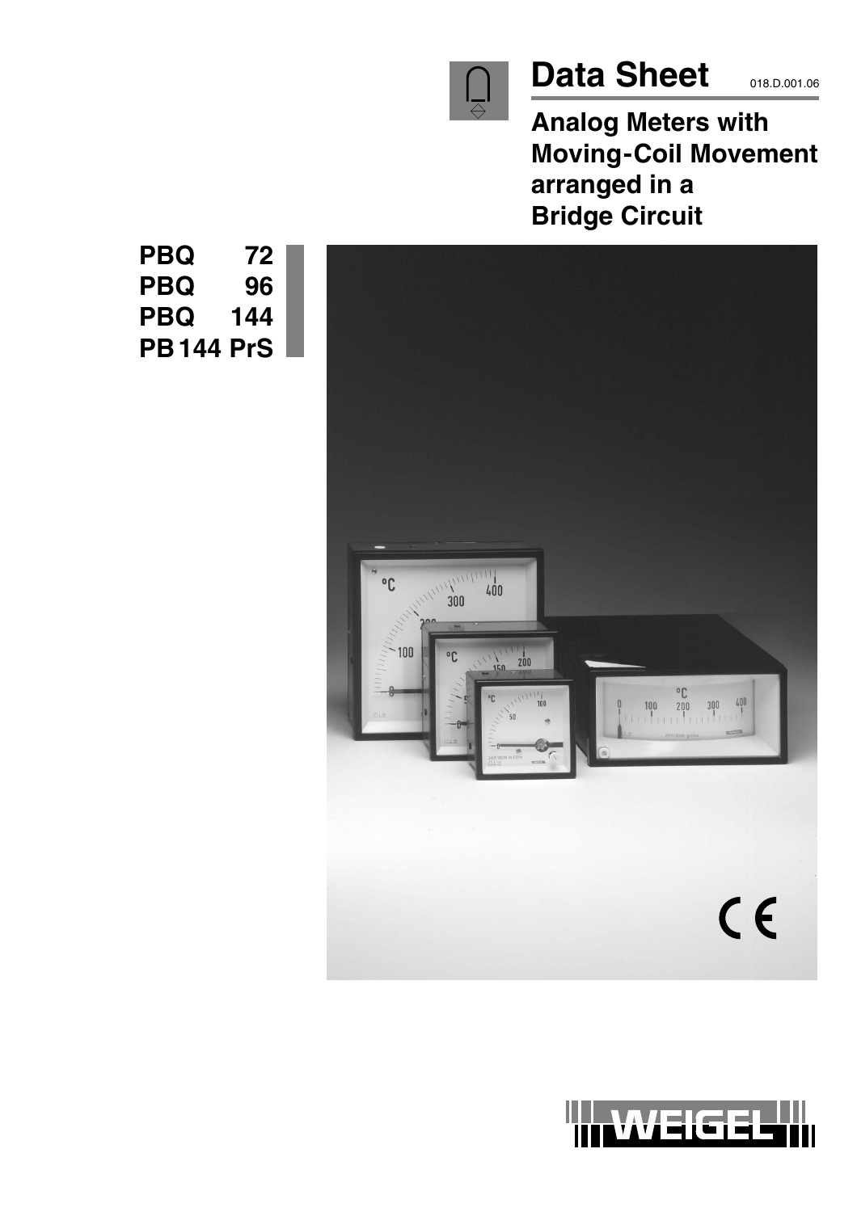# Data Sheet

018.D.001.06

## Analog Meters with Moving-Coil Movement arranged in a Bridge Circuit

**PBQ 72**
**PBQ 96**
**PBQ 144**
**PB 144 PrS**

WEIGEL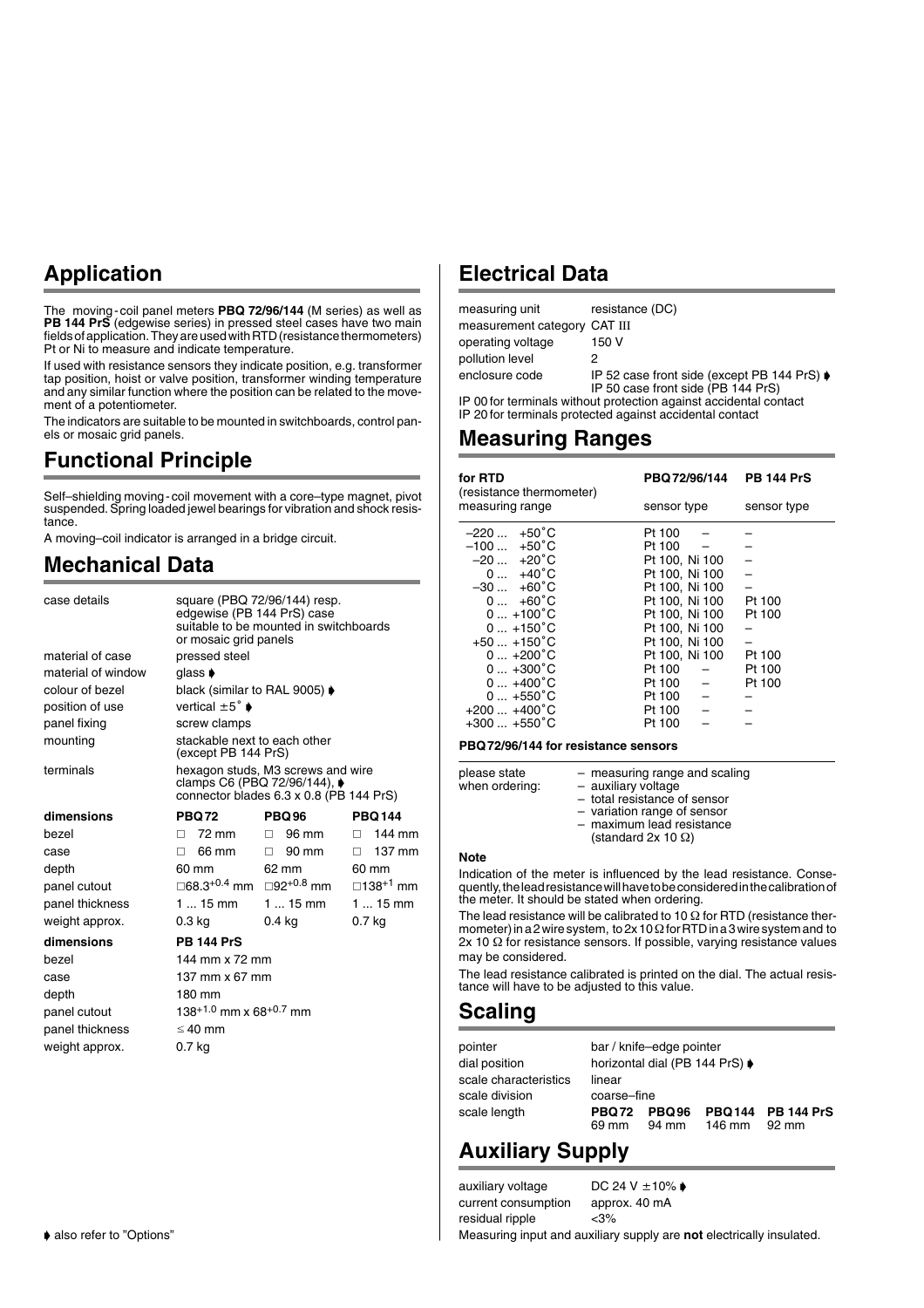## Application

The moving-coil panel meters **PBQ 72/96/144** (M series) as well as **PB 144 PrS** (edgewise series) in pressed steel cases have two main fields of application. They are used with RTD (resistance thermometers) Pt or Ni to measure and indicate temperature.

If used with resistance sensors they indicate position, e.g. transformer tap position, hoist or valve position, transformer winding temperature and any similar function where the position can be related to the movement of a potentiometer.

The indicators are suitable to be mounted in switchboards, control panels or mosaic grid panels.

## Functional Principle

Self–shielding moving-coil movement with a core–type magnet, pivot suspended. Spring loaded jewel bearings for vibration and shock resistance.

A moving–coil indicator is arranged in a bridge circuit.

## Mechanical Data

| | |
|---|---|
| case details | square (PBQ 72/96/144) resp. edgewise (PB 144 PrS) case suitable to be mounted in switchboards or mosaic grid panels |
| material of case | pressed steel |
| material of window | glass ➧ |
| colour of bezel | black (similar to RAL 9005) ➧ |
| position of use | vertical ±5° ➧ |
| panel fixing | screw clamps |
| mounting | stackable next to each other (except PB 144 PrS) |
| terminals | hexagon studs, M3 screws and wire clamps C6 (PBQ 72/96/144), ➧ connector blades 6.3 x 0.8 (PB 144 PrS) |

| **dimensions** | **PBQ 72** | **PBQ 96** | **PBQ 144** |
|---|---|---|---|
| bezel | □ 72 mm | □ 96 mm | □ 144 mm |
| case | □ 66 mm | □ 90 mm | □ 137 mm |
| depth | 60 mm | 62 mm | 60 mm |
| panel cutout | □$68.3^{+0.4}$ mm | □$92^{+0.8}$ mm | □$138^{+1}$ mm |
| panel thickness | 1 ... 15 mm | 1 ... 15 mm | 1 ... 15 mm |
| weight approx. | 0.3 kg | 0.4 kg | 0.7 kg |

| **dimensions** | **PB 144 PrS** |
|---|---|
| bezel | 144 mm x 72 mm |
| case | 137 mm x 67 mm |
| depth | 180 mm |
| panel cutout | $138^{+1.0}$ mm x $68^{+0.7}$ mm |
| panel thickness | ≤ 40 mm |
| weight approx. | 0.7 kg |

## Electrical Data

| | |
|---|---|
| measuring unit | resistance (DC) |
| measurement category | CAT III |
| operating voltage | 150 V |
| pollution level | 2 |
| enclosure code | IP 52 case front side (except PB 144 PrS) ➧ IP 50 case front side (PB 144 PrS) |

IP 00 for terminals without protection against accidental contact
IP 20 for terminals protected against accidental contact

## Measuring Ranges

| **for RTD** (resistance thermometer) measuring range | **PBQ 72/96/144** sensor type | **PB 144 PrS** sensor type |
|---|---|---|
| –220 ... +50°C | Pt 100 – | – |
| –100 ... +50°C | Pt 100 – | – |
| –20 ... +20°C | Pt 100, Ni 100 | – |
| 0 ... +40°C | Pt 100, Ni 100 | – |
| –30 ... +60°C | Pt 100, Ni 100 | – |
| 0 ... +60°C | Pt 100, Ni 100 | Pt 100 |
| 0 ... +100°C | Pt 100, Ni 100 | Pt 100 |
| 0 ... +150°C | Pt 100, Ni 100 | – |
| +50 ... +150°C | Pt 100, Ni 100 | – |
| 0 ... +200°C | Pt 100, Ni 100 | Pt 100 |
| 0 ... +300°C | Pt 100 – | Pt 100 |
| 0 ... +400°C | Pt 100 – | Pt 100 |
| 0 ... +550°C | Pt 100 – | – |
| +200 ... +400°C | Pt 100 – | – |
| +300 ... +550°C | Pt 100 – | – |

**PBQ 72/96/144 for resistance sensors**

please state when ordering:
- measuring range and scaling
- auxiliary voltage
- total resistance of sensor
- variation range of sensor
- maximum lead resistance (standard 2x 10 Ω)

**Note**

Indication of the meter is influenced by the lead resistance. Consequently, the lead resistance will have to be considered in the calibration of the meter. It should be stated when ordering.

The lead resistance will be calibrated to 10 Ω for RTD (resistance thermometer) in a 2 wire system, to 2x 10 Ω for RTD in a 3 wire system and to 2x 10 Ω for resistance sensors. If possible, varying resistance values may be considered.

The lead resistance calibrated is printed on the dial. The actual resistance will have to be adjusted to this value.

## Scaling

| | | | | |
|---|---|---|---|---|
| pointer | bar / knife–edge pointer | | | |
| dial position | horizontal dial (PB 144 PrS) ➧ | | | |
| scale characteristics | linear | | | |
| scale division | coarse–fine | | | |
| scale length | **PBQ 72** 69 mm | **PBQ 96** 94 mm | **PBQ 144** 146 mm | **PB 144 PrS** 92 mm |

## Auxiliary Supply

| | |
|---|---|
| auxiliary voltage | DC 24 V ±10% ➧ |
| current consumption | approx. 40 mA |
| residual ripple | <3% |

Measuring input and auxiliary supply are **not** electrically insulated.

➧ also refer to "Options"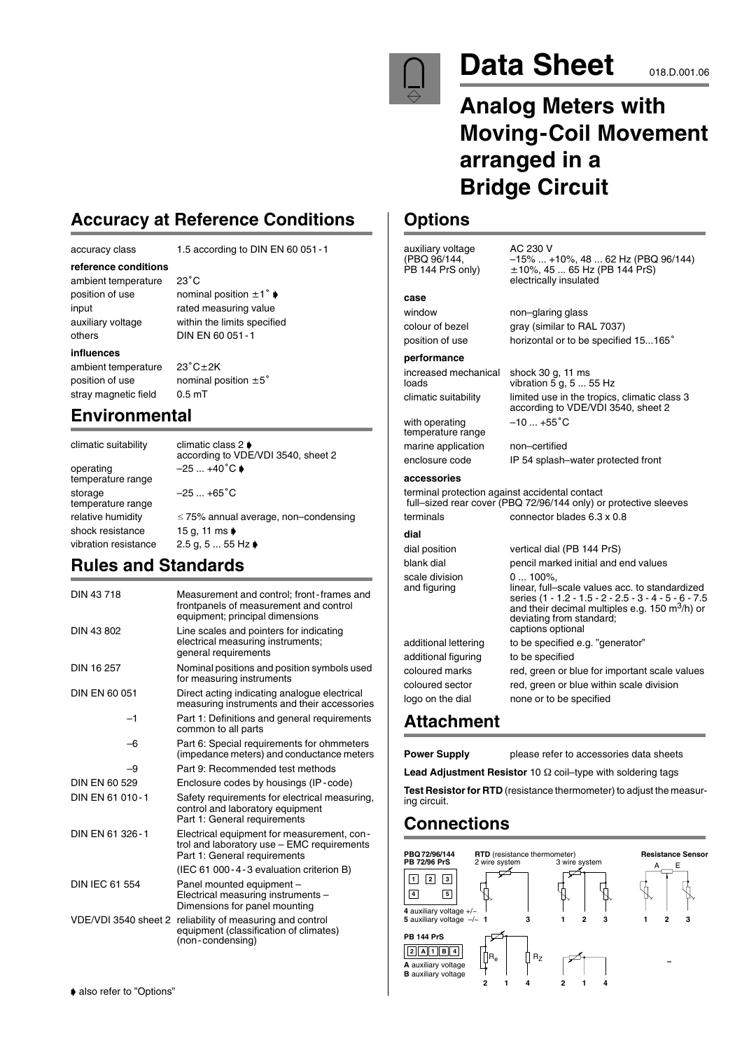# Data Sheet

018.D.001.06

# Analog Meters with Moving-Coil Movement arranged in a Bridge Circuit

## Accuracy at Reference Conditions

| | |
|---|---|
| accuracy class | 1.5 according to DIN EN 60 051 - 1 |
| **reference conditions** | |
| ambient temperature | 23˚C |
| position of use | nominal position ±1˚ ➧ |
| input | rated measuring value |
| auxiliary voltage | within the limits specified |
| others | DIN EN 60 051 - 1 |
| **influences** | |
| ambient temperature | 23˚C±2K |
| position of use | nominal position ±5˚ |
| stray magnetic field | 0.5 mT |

## Environmental

| | |
|---|---|
| climatic suitability | climatic class 2 ➧ according to VDE/VDI 3540, sheet 2 |
| operating temperature range | –25 ... +40˚C ➧ |
| storage temperature range | –25 ... +65˚C |
| relative humidity | ≤ 75% annual average, non–condensing |
| shock resistance | 15 g, 11 ms ➧ |
| vibration resistance | 2.5 g, 5 ... 55 Hz ➧ |

## Rules and Standards

| | |
|---|---|
| DIN 43 718 | Measurement and control; front - frames and frontpanels of measurement and control equipment; principal dimensions |
| DIN 43 802 | Line scales and pointers for indicating electrical measuring instruments; general requirements |
| DIN 16 257 | Nominal positions and position symbols used for measuring instruments |
| DIN EN 60 051 | Direct acting indicating analogue electrical measuring instruments and their accessories |
| –1 | Part 1: Definitions and general requirements common to all parts |
| –6 | Part 6: Special requirements for ohmmeters (impedance meters) and conductance meters |
| –9 | Part 9: Recommended test methods |
| DIN EN 60 529 | Enclosure codes by housings (IP - code) |
| DIN EN 61 010 - 1 | Safety requirements for electrical measuring, control and laboratory equipment Part 1: General requirements |
| DIN EN 61 326 - 1 | Electrical equipment for measurement, control and laboratory use – EMC requirements Part 1: General requirements (IEC 61 000 - 4 - 3 evaluation criterion B) |
| DIN IEC 61 554 | Panel mounted equipment – Electrical measuring instruments – Dimensions for panel mounting |
| VDE/VDI 3540 sheet 2 | reliability of measuring and control equipment (classification of climates) (non - condensing) |

➧ also refer to "Options"

## Options

| | |
|---|---|
| auxiliary voltage (PBQ 96/144, PB 144 PrS only) | AC 230 V –15% ... +10%, 48 ... 62 Hz (PBQ 96/144) ±10%, 45 ... 65 Hz (PB 144 PrS) electrically insulated |
| **case** | |
| window | non–glaring glass |
| colour of bezel | gray (similar to RAL 7037) |
| position of use | horizontal or to be specified 15...165˚ |
| **performance** | |
| increased mechanical loads | shock 30 g, 11 ms vibration 5 g, 5 ... 55 Hz |
| climatic suitability | limited use in the tropics, climatic class 3 according to VDE/VDI 3540, sheet 2 |
| with operating temperature range | –10 ... +55˚C |
| marine application | non–certified |
| enclosure code | IP 54 splash–water protected front |
| **accessories** | |
| terminal protection against accidental contact | full–sized rear cover (PBQ 72/96/144 only) or protective sleeves |
| terminals | connector blades 6.3 x 0.8 |
| **dial** | |
| dial position | vertical dial (PB 144 PrS) |
| blank dial | pencil marked initial and end values |
| scale division and figuring | 0 ... 100%, linear, full–scale values acc. to standardized series (1 - 1.2 - 1.5 - 2 - 2.5 - 3 - 4 - 5 - 6 - 7.5 and their decimal multiples e.g. 150 $m^3$/h) or deviating from standard; captions optional |
| additional lettering | to be specified e.g. "generator" |
| additional figuring | to be specified |
| coloured marks | red, green or blue for important scale values |
| coloured sector | red, green or blue within scale division |
| logo on the dial | none or to be specified |

## Attachment

**Power Supply** please refer to accessories data sheets

**Lead Adjustment Resistor** 10 Ω coil–type with soldering tags

**Test Resistor for RTD** (resistance thermometer) to adjust the measuring circuit.

## Connections

**PBQ 72/96/144**
**PB 72/96 PrS**

1 2 3
4 5

**4** auxiliary voltage +/~
**5** auxiliary voltage –/~

**RTD** (resistance thermometer): 2 wire system (1, 3); 3 wire system (1, 2, 3)

**Resistance Sensor**: A, E (1, 2, 3)

**PB 144 PrS**

2 A 1 B 4

**A** auxiliary voltage
**B** auxiliary voltage

$R_e$, $R_Z$ (2, 1, 4); (2, 1, 4)

–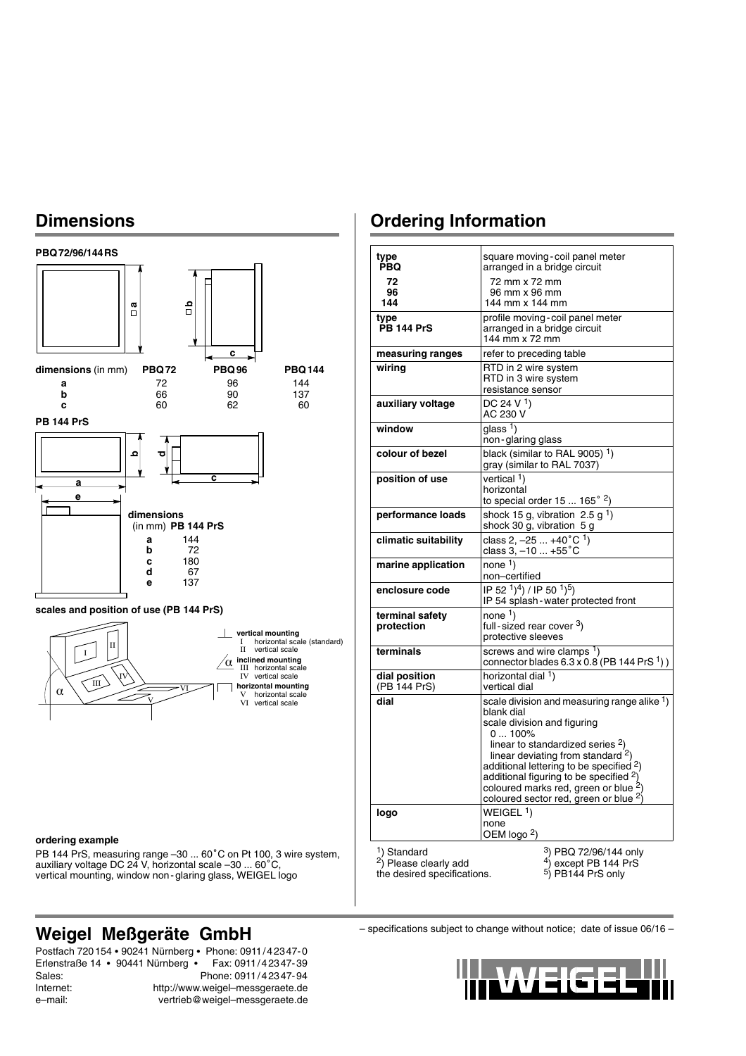## Dimensions

**PBQ 72/96/144 RS**

□a

□b

c

| dimensions (in mm) | PBQ 72 | PBQ 96 | PBQ 144 |
|---|---|---|---|
| a | 72 | 96 | 144 |
| b | 66 | 90 | 137 |
| c | 60 | 62 | 60 |

**PB 144 PrS**

b

d

a

c

e

| dimensions (in mm) | PB 144 PrS |
|---|---|
| a | 144 |
| b | 72 |
| c | 180 |
| d | 67 |
| e | 137 |

**scales and position of use (PB 144 PrS)**

I II III IV V VI α

**vertical mounting**
I horizontal scale (standard)
II vertical scale

**inclined mounting**
III horizontal scale
IV vertical scale

**horizontal mounting**
V horizontal scale
VI vertical scale

**ordering example**

PB 144 PrS, measuring range –30 ... 60˚C on Pt 100, 3 wire system, auxiliary voltage DC 24 V, horizontal scale –30 ... 60˚C, vertical mounting, window non-glaring glass, WEIGEL logo

## Ordering Information

| | |
|---|---|
| **type PBQ** | square moving-coil panel meter arranged in a bridge circuit |
| **72** | 72 mm x 72 mm |
| **96** | 96 mm x 96 mm |
| **144** | 144 mm x 144 mm |
| **type PB 144 PrS** | profile moving-coil panel meter arranged in a bridge circuit 144 mm x 72 mm |
| **measuring ranges** | refer to preceding table |
| **wiring** | RTD in 2 wire system<br>RTD in 3 wire system<br>resistance sensor |
| **auxiliary voltage** | DC 24 V [1]<br>AC 230 V |
| **window** | glass [1]<br>non-glaring glass |
| **colour of bezel** | black (similar to RAL 9005) [1]<br>gray (similar to RAL 7037) |
| **position of use** | vertical [1]<br>horizontal<br>to special order 15 ... 165˚ [2] |
| **performance loads** | shock 15 g, vibration 2.5 g [1]<br>shock 30 g, vibration 5 g |
| **climatic suitability** | class 2, –25 ... +40˚C [1]<br>class 3, –10 ... +55˚C |
| **marine application** | none [1]<br>non–certified |
| **enclosure code** | IP 52 [1][4] / IP 50 [1][5]<br>IP 54 splash-water protected front |
| **terminal safety protection** | none [1]<br>full-sized rear cover [3]<br>protective sleeves |
| **terminals** | screws and wire clamps [1]<br>connector blades 6.3 x 0.8 (PB 144 PrS [1]) |
| **dial position (PB 144 PrS)** | horizontal dial [1]<br>vertical dial |
| **dial** | scale division and measuring range alike [1]<br>blank dial<br>scale division and figuring<br>0 ... 100%<br>linear to standardized series [2]<br>linear deviating from standard [2]<br>additional lettering to be specified [2]<br>additional figuring to be specified [2]<br>coloured marks red, green or blue [2]<br>coloured sector red, green or blue [2] |
| **logo** | WEIGEL [1]<br>none<br>OEM logo [2] |

[1] Standard
[2] Please clearly add the desired specifications.
[3] PBQ 72/96/144 only
[4] except PB 144 PrS
[5] PB144 PrS only

## Weigel Meßgeräte GmbH

Postfach 720 154 • 90241 Nürnberg • Phone: 0911/42347-0
Erlenstraße 14 • 90441 Nürnberg • Fax: 0911/42347-39
Sales: Phone: 0911/42347-94
Internet: http://www.weigel–messgeraete.de
e–mail: vertrieb@weigel–messgeraete.de

– specifications subject to change without notice; date of issue 06/16 –

WEIGEL